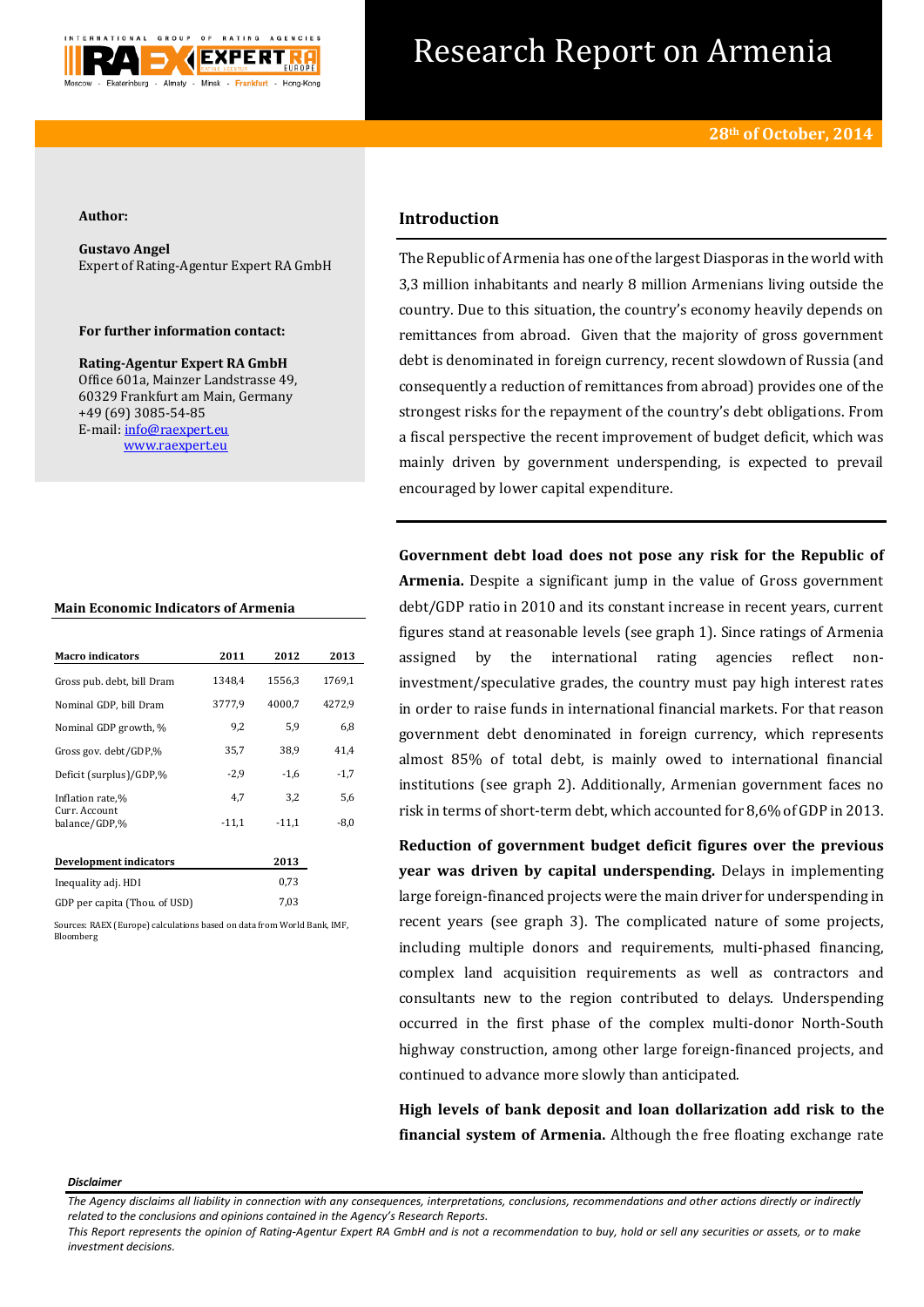# Research Report on Armenia

**28th of October, 2014**

**Author:**

**Gustavo Angel**
Expert of Rating-Agentur Expert RA GmbH

**For further information contact:**

**Rating-Agentur Expert RA GmbH**
Office 601a, Mainzer Landstrasse 49,
60329 Frankfurt am Main, Germany
+49 (69) 3085-54-85
E-mail: info@raexpert.eu
www.raexpert.eu

**Main Economic Indicators of Armenia**

| Macro indicators | 2011 | 2012 | 2013 |
|---|---|---|---|
| Gross pub. debt, bill Dram | 1348,4 | 1556,3 | 1769,1 |
| Nominal GDP, bill Dram | 3777,9 | 4000,7 | 4272,9 |
| Nominal GDP growth, % | 9,2 | 5,9 | 6,8 |
| Gross gov. debt/GDP,% | 35,7 | 38,9 | 41,4 |
| Deficit (surplus)/GDP,% | -2,9 | -1,6 | -1,7 |
| Inflation rate,% | 4,7 | 3,2 | 5,6 |
| Curr. Account balance/GDP,% | -11,1 | -11,1 | -8,0 |

| Development indicators | 2013 |
|---|---|
| Inequality adj. HDI | 0,73 |
| GDP per capita (Thou. of USD) | 7,03 |

Sources: RAEX (Europe) calculations based on data from World Bank, IMF, Bloomberg

## Introduction

The Republic of Armenia has one of the largest Diasporas in the world with 3,3 million inhabitants and nearly 8 million Armenians living outside the country. Due to this situation, the country's economy heavily depends on remittances from abroad. Given that the majority of gross government debt is denominated in foreign currency, recent slowdown of Russia (and consequently a reduction of remittances from abroad) provides one of the strongest risks for the repayment of the country's debt obligations. From a fiscal perspective the recent improvement of budget deficit, which was mainly driven by government underspending, is expected to prevail encouraged by lower capital expenditure.

**Government debt load does not pose any risk for the Republic of Armenia.** Despite a significant jump in the value of Gross government debt/GDP ratio in 2010 and its constant increase in recent years, current figures stand at reasonable levels (see graph 1). Since ratings of Armenia assigned by the international rating agencies reflect non-investment/speculative grades, the country must pay high interest rates in order to raise funds in international financial markets. For that reason government debt denominated in foreign currency, which represents almost 85% of total debt, is mainly owed to international financial institutions (see graph 2). Additionally, Armenian government faces no risk in terms of short-term debt, which accounted for 8,6% of GDP in 2013.

**Reduction of government budget deficit figures over the previous year was driven by capital underspending.** Delays in implementing large foreign-financed projects were the main driver for underspending in recent years (see graph 3). The complicated nature of some projects, including multiple donors and requirements, multi-phased financing, complex land acquisition requirements as well as contractors and consultants new to the region contributed to delays. Underspending occurred in the first phase of the complex multi-donor North-South highway construction, among other large foreign-financed projects, and continued to advance more slowly than anticipated.

**High levels of bank deposit and loan dollarization add risk to the financial system of Armenia.** Although the free floating exchange rate

*Disclaimer*

*The Agency disclaims all liability in connection with any consequences, interpretations, conclusions, recommendations and other actions directly or indirectly related to the conclusions and opinions contained in the Agency's Research Reports.*
*This Report represents the opinion of Rating-Agentur Expert RA GmbH and is not a recommendation to buy, hold or sell any securities or assets, or to make investment decisions.*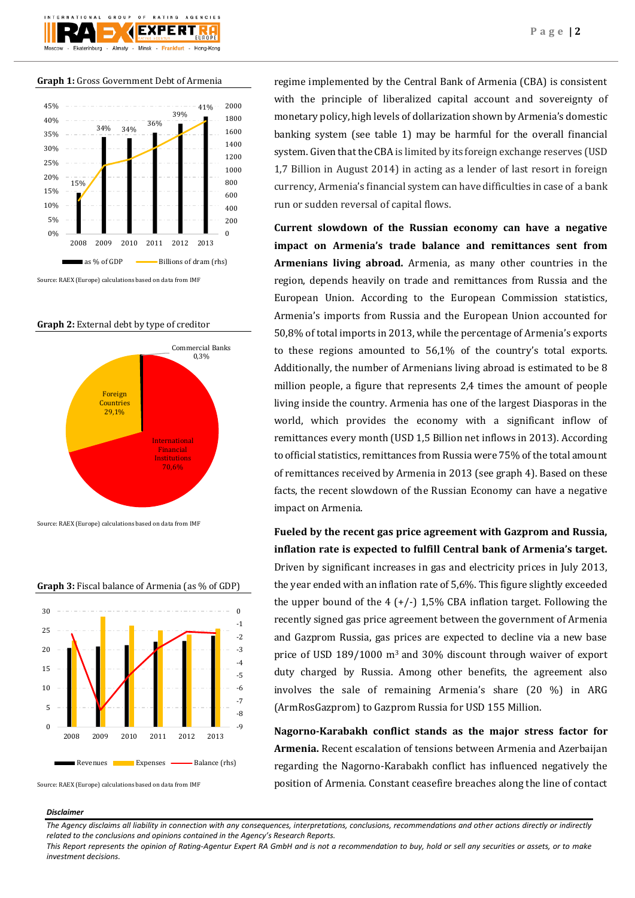**Graph 1:** Gross Government Debt of Armenia

Source: RAEX (Europe) calculations based on data from IMF

**Graph 2:** External debt by type of creditor

Source: RAEX (Europe) calculations based on data from IMF

**Graph 3:** Fiscal balance of Armenia (as % of GDP)

Source: RAEX (Europe) calculations based on data from IMF

regime implemented by the Central Bank of Armenia (CBA) is consistent with the principle of liberalized capital account and sovereignty of monetary policy, high levels of dollarization shown by Armenia's domestic banking system (see table 1) may be harmful for the overall financial system. Given that the CBA is limited by its foreign exchange reserves (USD 1,7 Billion in August 2014) in acting as a lender of last resort in foreign currency, Armenia's financial system can have difficulties in case of a bank run or sudden reversal of capital flows.

**Current slowdown of the Russian economy can have a negative impact on Armenia's trade balance and remittances sent from Armenians living abroad.** Armenia, as many other countries in the region, depends heavily on trade and remittances from Russia and the European Union. According to the European Commission statistics, Armenia's imports from Russia and the European Union accounted for 50,8% of total imports in 2013, while the percentage of Armenia's exports to these regions amounted to 56,1% of the country's total exports. Additionally, the number of Armenians living abroad is estimated to be 8 million people, a figure that represents 2,4 times the amount of people living inside the country. Armenia has one of the largest Diasporas in the world, which provides the economy with a significant inflow of remittances every month (USD 1,5 Billion net inflows in 2013). According to official statistics, remittances from Russia were 75% of the total amount of remittances received by Armenia in 2013 (see graph 4). Based on these facts, the recent slowdown of the Russian Economy can have a negative impact on Armenia.

**Fueled by the recent gas price agreement with Gazprom and Russia, inflation rate is expected to fulfill Central bank of Armenia's target.** Driven by significant increases in gas and electricity prices in July 2013, the year ended with an inflation rate of 5,6%. This figure slightly exceeded the upper bound of the 4 (+/-) 1,5% CBA inflation target. Following the recently signed gas price agreement between the government of Armenia and Gazprom Russia, gas prices are expected to decline via a new base price of USD 189/1000 $m^3$ and 30% discount through waiver of export duty charged by Russia. Among other benefits, the agreement also involves the sale of remaining Armenia's share (20 %) in ARG (ArmRosGazprom) to Gazprom Russia for USD 155 Million.

**Nagorno-Karabakh conflict stands as the major stress factor for Armenia.** Recent escalation of tensions between Armenia and Azerbaijan regarding the Nagorno-Karabakh conflict has influenced negatively the position of Armenia. Constant ceasefire breaches along the line of contact

***Disclaimer***

*The Agency disclaims all liability in connection with any consequences, interpretations, conclusions, recommendations and other actions directly or indirectly related to the conclusions and opinions contained in the Agency's Research Reports.*

*This Report represents the opinion of Rating-Agentur Expert RA GmbH and is not a recommendation to buy, hold or sell any securities or assets, or to make investment decisions.*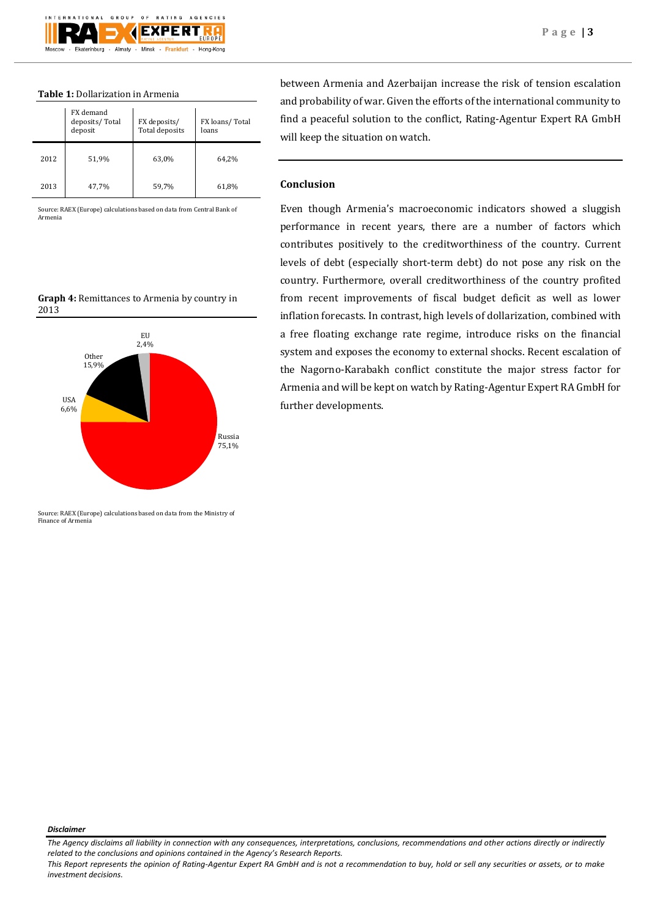**Table 1:** Dollarization in Armenia

| | FX demand deposits/ Total deposit | FX deposits/ Total deposits | FX loans/ Total loans |
|---|---|---|---|
| 2012 | 51,9% | 63,0% | 64,2% |
| 2013 | 47,7% | 59,7% | 61,8% |

Source: RAEX (Europe) calculations based on data from Central Bank of Armenia

**Graph 4:** Remittances to Armenia by country in 2013

EU
2,4%
Other
15,9%
USA
6,6%
Russia
75,1%

Source: RAEX (Europe) calculations based on data from the Ministry of Finance of Armenia

between Armenia and Azerbaijan increase the risk of tension escalation and probability of war. Given the efforts of the international community to find a peaceful solution to the conflict, Rating-Agentur Expert RA GmbH will keep the situation on watch.

## Conclusion

Even though Armenia's macroeconomic indicators showed a sluggish performance in recent years, there are a number of factors which contributes positively to the creditworthiness of the country. Current levels of debt (especially short-term debt) do not pose any risk on the country. Furthermore, overall creditworthiness of the country profited from recent improvements of fiscal budget deficit as well as lower inflation forecasts. In contrast, high levels of dollarization, combined with a free floating exchange rate regime, introduce risks on the financial system and exposes the economy to external shocks. Recent escalation of the Nagorno-Karabakh conflict constitute the major stress factor for Armenia and will be kept on watch by Rating-Agentur Expert RA GmbH for further developments.

***Disclaimer***

*The Agency disclaims all liability in connection with any consequences, interpretations, conclusions, recommendations and other actions directly or indirectly related to the conclusions and opinions contained in the Agency's Research Reports.*

*This Report represents the opinion of Rating-Agentur Expert RA GmbH and is not a recommendation to buy, hold or sell any securities or assets, or to make investment decisions.*